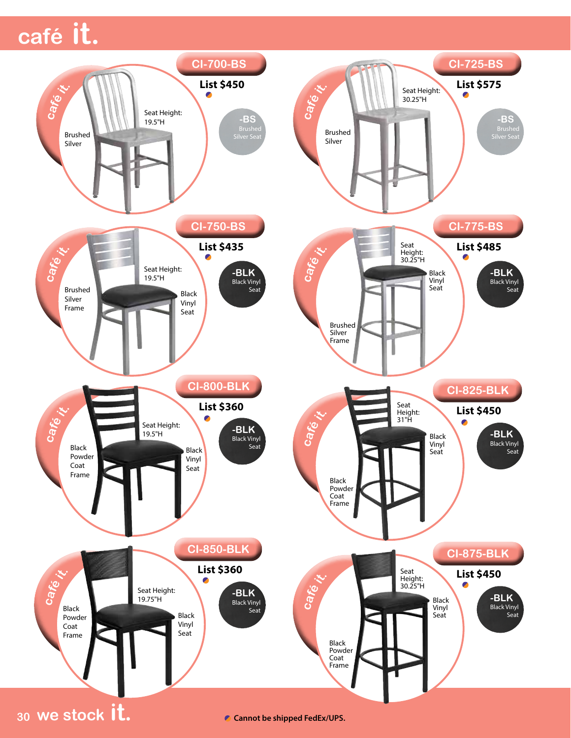# café it.

## CI-700-BS

**List $450** ◆

-BS Brushed Silver Seat

Brushed Silver

Seat Height: 19.5"H

## CI-725-BS

**List $575** ◆

-BS Brushed Silver Seat

Brushed Silver

Seat Height: 30.25"H

## CI-750-BS

**List $435** ◆

-BLK Black Vinyl Seat

Brushed Silver Frame

Seat Height: 19.5"H

Black Vinyl Seat

## CI-775-BS

**List $485** ◆

-BLK Black Vinyl Seat

Seat Height: 30.25"H

Black Vinyl Seat

Brushed Silver Frame

## CI-800-BLK

**List $360** ◆

-BLK Black Vinyl Seat

Black Powder Coat Frame

Seat Height: 19.5"H

Black Vinyl Seat

## CI-825-BLK

**List $450** ◆

-BLK Black Vinyl Seat

Seat Height: 31"H

Black Vinyl Seat

Black Powder Coat Frame

## CI-850-BLK

**List $360** ◆

-BLK Black Vinyl Seat

Black Powder Coat Frame

Seat Height: 19.75"H

Black Vinyl Seat

## CI-875-BLK

**List $450** ◆

-BLK Black Vinyl Seat

Seat Height: 30.25"H

Black Vinyl Seat

Black Powder Coat Frame

we stock it.

◆ **Cannot be shipped FedEx/UPS.**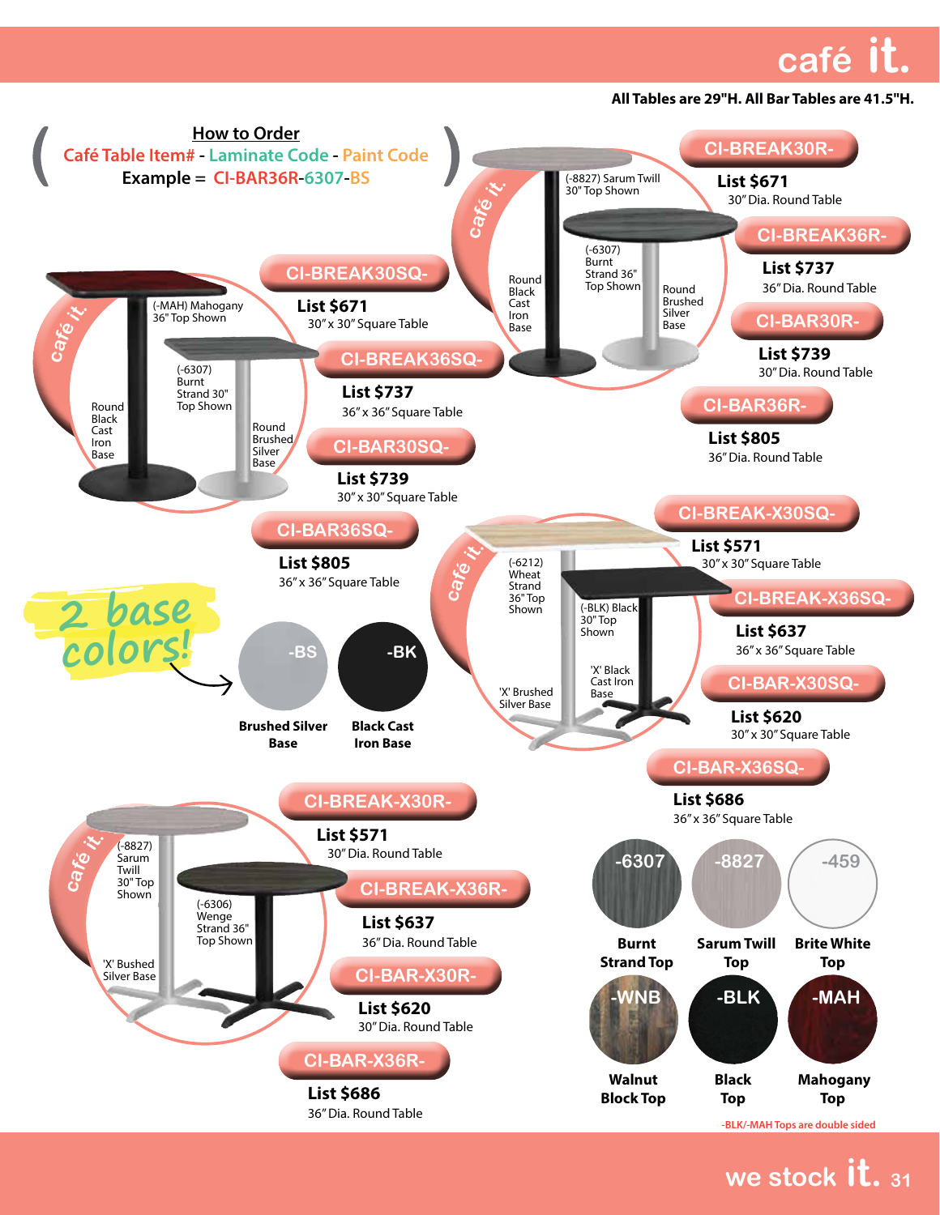# café it.

**All Tables are 29"H. All Bar Tables are 41.5"H.**

## How to Order

**Café Table Item# - Laminate Code - Paint Code**

**Example = CI-BAR36R-6307-BS**

(-MAH) Mahogany 36" Top Shown

(-6307) Burnt Strand 30" Top Shown

Round Black Cast Iron Base

Round Brushed Silver Base

**CI-BREAK30SQ-**
**List $671**
30" x 30" Square Table

**CI-BREAK36SQ-**
**List $737**
36" x 36" Square Table

**CI-BAR30SQ-**
**List $739**
30" x 30" Square Table

**CI-BAR36SQ-**
**List $805**
36" x 36" Square Table

(-8827) Sarum Twill 30" Top Shown

(-6307) Burnt Strand 36" Top Shown

Round Black Cast Iron Base

Round Brushed Silver Base

**CI-BREAK30R-**
**List $671**
30" Dia. Round Table

**CI-BREAK36R-**
**List $737**
36" Dia. Round Table

**CI-BAR30R-**
**List $739**
30" Dia. Round Table

**CI-BAR36R-**
**List $805**
36" Dia. Round Table

2 base colors!

-BS **Brushed Silver Base**

-BK **Black Cast Iron Base**

(-6212) Wheat Strand 36" Top Shown

(-BLK) Black 30" Top Shown

'X' Black Cast Iron Base

'X' Brushed Silver Base

**CI-BREAK-X30SQ-**
**List $571**
30" x 30" Square Table

**CI-BREAK-X36SQ-**
**List $637**
36" x 36" Square Table

**CI-BAR-X30SQ-**
**List $620**
30" x 30" Square Table

**CI-BAR-X36SQ-**
**List $686**
36" x 36" Square Table

(-8827) Sarum Twill 30" Top Shown

(-6306) Wenge Strand 36" Top Shown

'X' Bushed Silver Base

**CI-BREAK-X30R-**
**List $571**
30" Dia. Round Table

**CI-BREAK-X36R-**
**List $637**
36" Dia. Round Table

**CI-BAR-X30R-**
**List $620**
30" Dia. Round Table

**CI-BAR-X36R-**
**List $686**
36" Dia. Round Table

-6307 **Burnt Strand Top**

-8827 **Sarum Twill Top**

-459 **Brite White Top**

-WNB **Walnut Block Top**

-BLK **Black Top**

-MAH **Mahogany Top**

-BLK/-MAH Tops are double sided

we stock it.